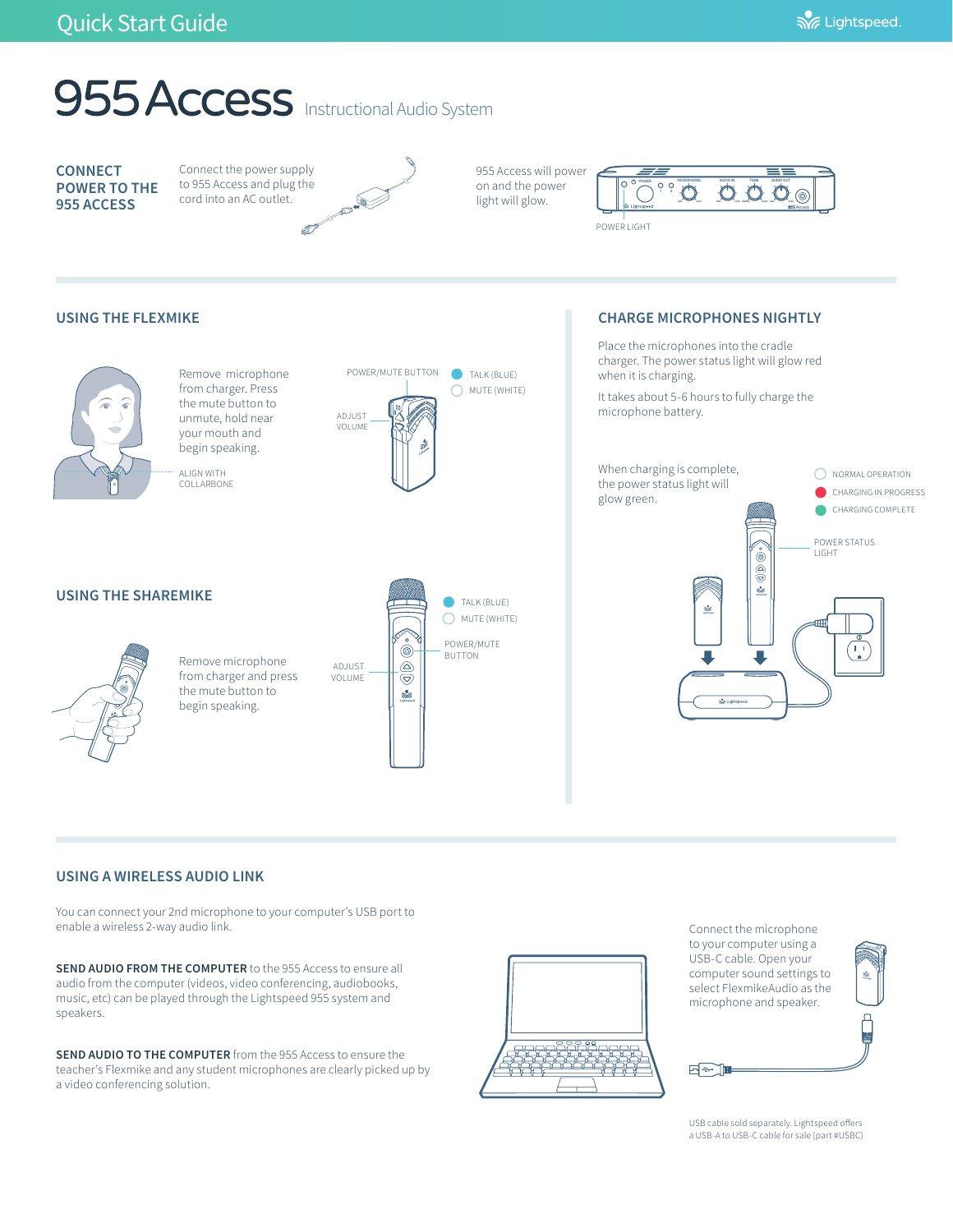Quick Start Guide

# 955 Access Instructional Audio System

## CONNECT POWER TO THE 955 ACCESS

Connect the power supply to 955 Access and plug the cord into an AC outlet.

955 Access will power on and the power light will glow.

POWER LIGHT

## USING THE FLEXMIKE

Remove microphone from charger. Press the mute button to unmute, hold near your mouth and begin speaking.

ALIGN WITH COLLARBONE

POWER/MUTE BUTTON

ADJUST VOLUME

TALK (BLUE)

MUTE (WHITE)

## USING THE SHAREMIKE

Remove microphone from charger and press the mute button to begin speaking.

ADJUST VOLUME

TALK (BLUE)

MUTE (WHITE)

POWER/MUTE BUTTON

## CHARGE MICROPHONES NIGHTLY

Place the microphones into the cradle charger. The power status light will glow red when it is charging.

It takes about 5-6 hours to fully charge the microphone battery.

When charging is complete, the power status light will glow green.

NORMAL OPERATION

CHARGING IN PROGRESS

CHARGING COMPLETE

POWER STATUS LIGHT

## USING A WIRELESS AUDIO LINK

You can connect your 2nd microphone to your computer's USB port to enable a wireless 2-way audio link.

**SEND AUDIO FROM THE COMPUTER** to the 955 Access to ensure all audio from the computer (videos, video conferencing, audiobooks, music, etc) can be played through the Lightspeed 955 system and speakers.

**SEND AUDIO TO THE COMPUTER** from the 955 Access to ensure the teacher's Flexmike and any student microphones are clearly picked up by a video conferencing solution.

Connect the microphone to your computer using a USB-C cable. Open your computer sound settings to select FlexmikeAudio as the microphone and speaker.

USB cable sold separately. Lightspeed offers a USB-A to USB-C cable for sale (part #USBC)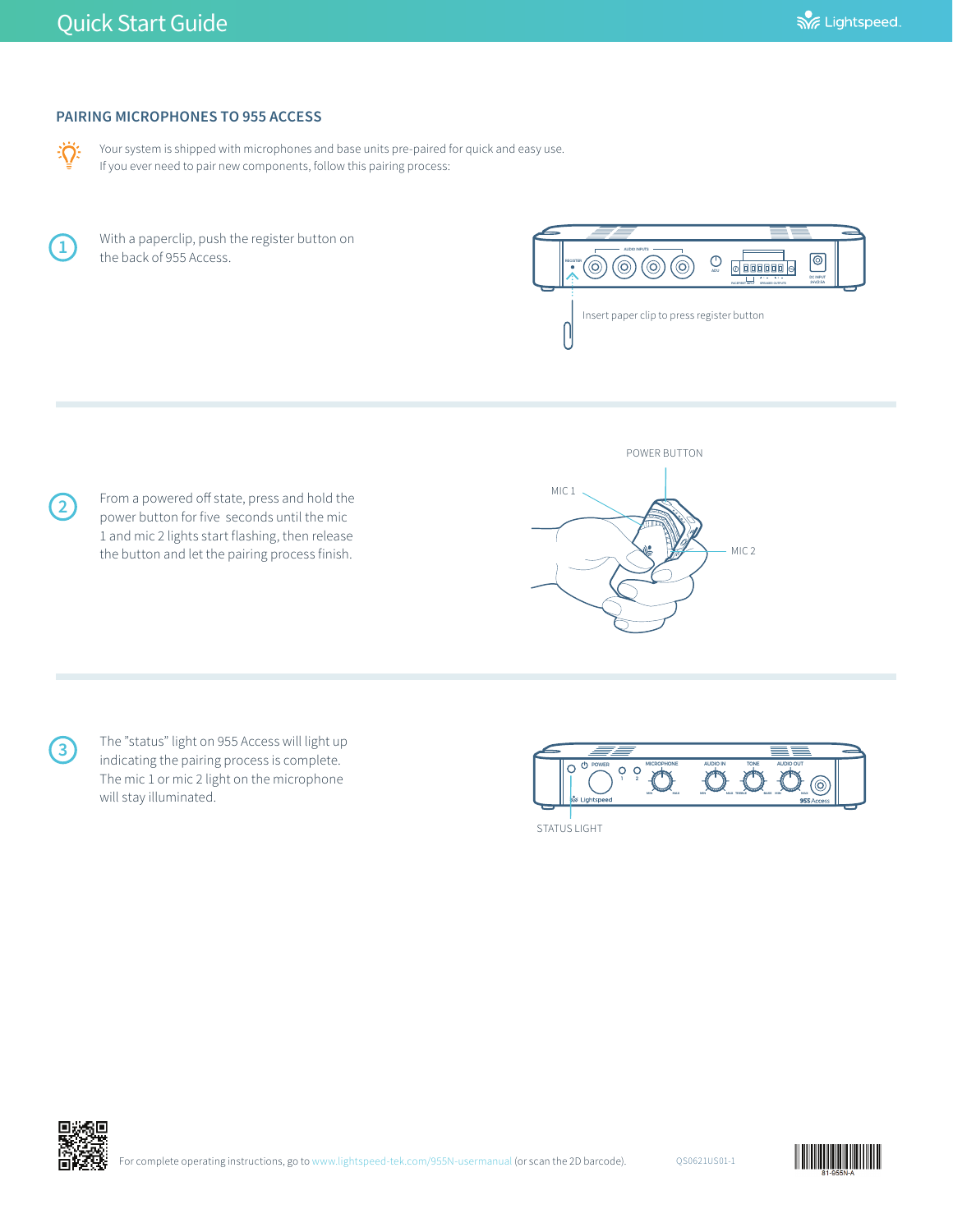# Quick Start Guide

## PAIRING MICROPHONES TO 955 ACCESS

Your system is shipped with microphones and base units pre-paired for quick and easy use.
If you ever need to pair new components, follow this pairing process:

1. With a paperclip, push the register button on the back of 955 Access.

Insert paper clip to press register button

2. From a powered off state, press and hold the power button for five seconds until the mic 1 and mic 2 lights start flashing, then release the button and let the pairing process finish.

POWER BUTTON

MIC 1

MIC 2

3. The "status" light on 955 Access will light up indicating the pairing process is complete. The mic 1 or mic 2 light on the microphone will stay illuminated.

STATUS LIGHT

For complete operating instructions, go to www.lightspeed-tek.com/955N-usermanual (or scan the 2D barcode).

QS0621US01-1

81-955N-A